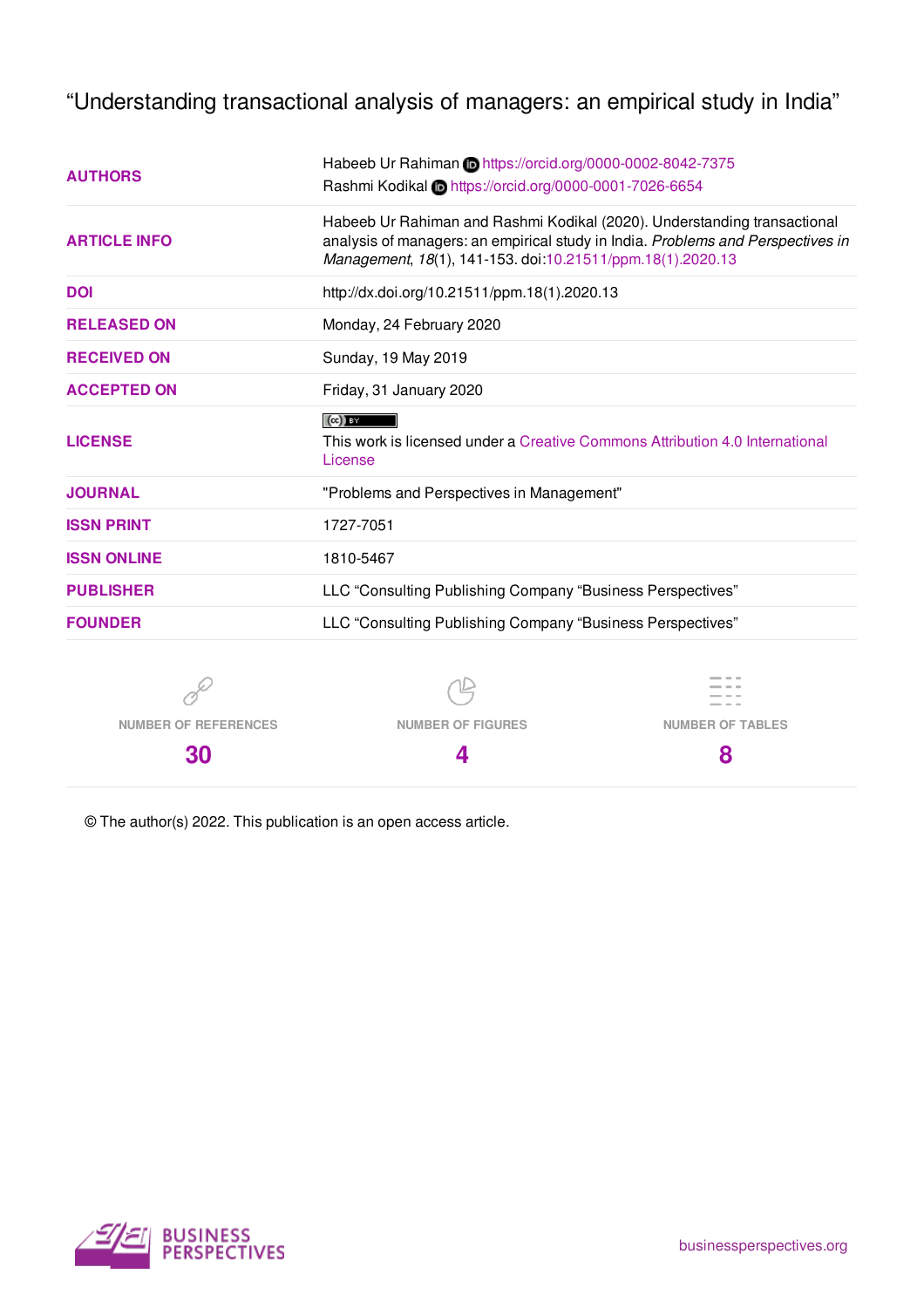# "Understanding transactional analysis of managers: an empirical study in India"

| | |
|---|---|
| **AUTHORS** | Habeeb Ur Rahiman https://orcid.org/0000-0002-8042-7375<br>Rashmi Kodikal https://orcid.org/0000-0001-7026-6654 |
| **ARTICLE INFO** | Habeeb Ur Rahiman and Rashmi Kodikal (2020). Understanding transactional analysis of managers: an empirical study in India. *Problems and Perspectives in Management*, *18*(1), 141-153. doi:10.21511/ppm.18(1).2020.13 |
| **DOI** | http://dx.doi.org/10.21511/ppm.18(1).2020.13 |
| **RELEASED ON** | Monday, 24 February 2020 |
| **RECEIVED ON** | Sunday, 19 May 2019 |
| **ACCEPTED ON** | Friday, 31 January 2020 |
| **LICENSE** | This work is licensed under a Creative Commons Attribution 4.0 International License |
| **JOURNAL** | "Problems and Perspectives in Management" |
| **ISSN PRINT** | 1727-7051 |
| **ISSN ONLINE** | 1810-5467 |
| **PUBLISHER** | LLC "Consulting Publishing Company "Business Perspectives" |
| **FOUNDER** | LLC "Consulting Publishing Company "Business Perspectives" |

| NUMBER OF REFERENCES | NUMBER OF FIGURES | NUMBER OF TABLES |
|---|---|---|
| 30 | 4 | 8 |

© The author(s) 2022. This publication is an open access article.

BUSINESS PERSPECTIVES

businessperspectives.org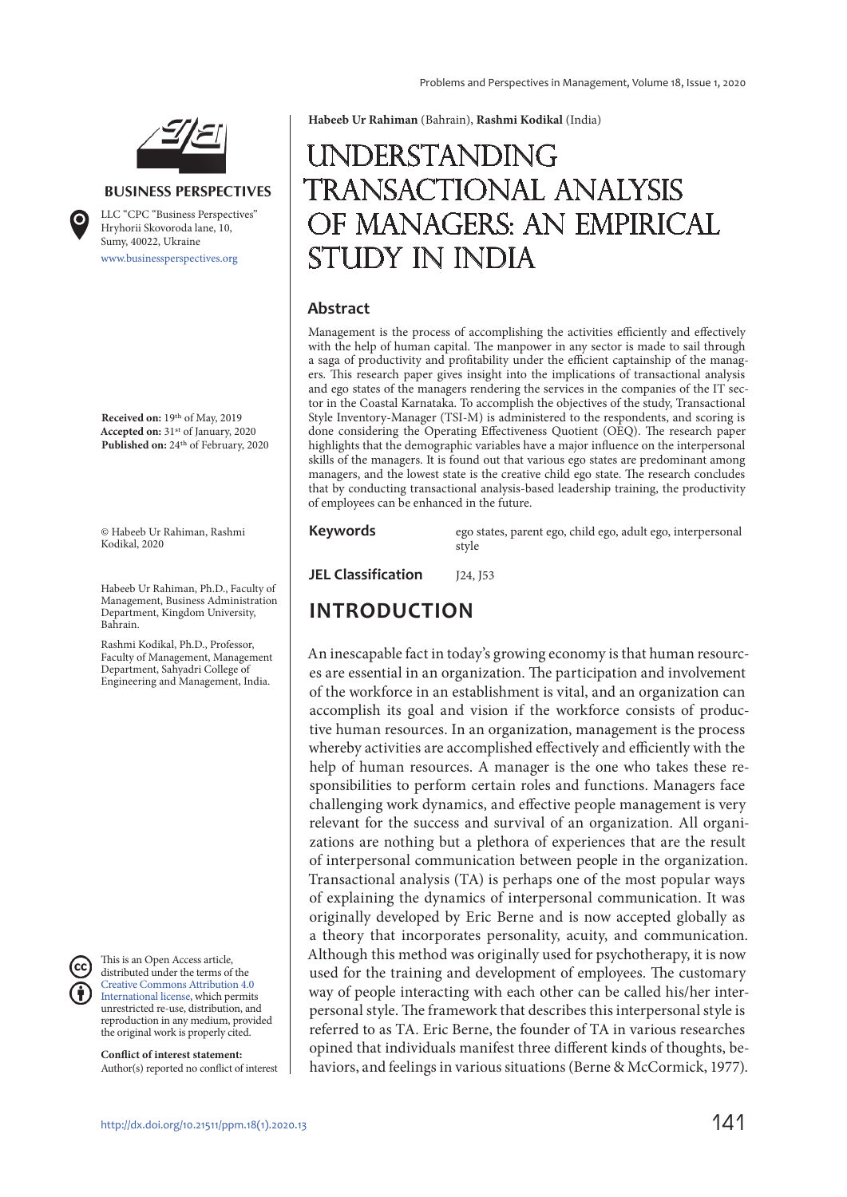**BUSINESS PERSPECTIVES**

LLC "CPC "Business Perspectives" Hryhorii Skovoroda lane, 10, Sumy, 40022, Ukraine

www.businessperspectives.org

**Received on:** 19th of May, 2019
**Accepted on:** 31st of January, 2020
**Published on:** 24th of February, 2020

© Habeeb Ur Rahiman, Rashmi Kodikal, 2020

Habeeb Ur Rahiman, Ph.D., Faculty of Management, Business Administration Department, Kingdom University, Bahrain.

Rashmi Kodikal, Ph.D., Professor, Faculty of Management, Management Department, Sahyadri College of Engineering and Management, India.

This is an Open Access article, distributed under the terms of the Creative Commons Attribution 4.0 International license, which permits unrestricted re-use, distribution, and reproduction in any medium, provided the original work is properly cited.

**Conflict of interest statement:** Author(s) reported no conflict of interest

**Habeeb Ur Rahiman** (Bahrain), **Rashmi Kodikal** (India)

# UNDERSTANDING TRANSACTIONAL ANALYSIS OF MANAGERS: AN EMPIRICAL STUDY IN INDIA

## Abstract

Management is the process of accomplishing the activities efficiently and effectively with the help of human capital. The manpower in any sector is made to sail through a saga of productivity and profitability under the efficient captainship of the managers. This research paper gives insight into the implications of transactional analysis and ego states of the managers rendering the services in the companies of the IT sector in the Coastal Karnataka. To accomplish the objectives of the study, Transactional Style Inventory-Manager (TSI-M) is administered to the respondents, and scoring is done considering the Operating Effectiveness Quotient (OEQ). The research paper highlights that the demographic variables have a major influence on the interpersonal skills of the managers. It is found out that various ego states are predominant among managers, and the lowest state is the creative child ego state. The research concludes that by conducting transactional analysis-based leadership training, the productivity of employees can be enhanced in the future.

**Keywords** ego states, parent ego, child ego, adult ego, interpersonal style

**JEL Classification** J24, J53

## INTRODUCTION

An inescapable fact in today's growing economy is that human resources are essential in an organization. The participation and involvement of the workforce in an establishment is vital, and an organization can accomplish its goal and vision if the workforce consists of productive human resources. In an organization, management is the process whereby activities are accomplished effectively and efficiently with the help of human resources. A manager is the one who takes these responsibilities to perform certain roles and functions. Managers face challenging work dynamics, and effective people management is very relevant for the success and survival of an organization. All organizations are nothing but a plethora of experiences that are the result of interpersonal communication between people in the organization. Transactional analysis (TA) is perhaps one of the most popular ways of explaining the dynamics of interpersonal communication. It was originally developed by Eric Berne and is now accepted globally as a theory that incorporates personality, acuity, and communication. Although this method was originally used for psychotherapy, it is now used for the training and development of employees. The customary way of people interacting with each other can be called his/her interpersonal style. The framework that describes this interpersonal style is referred to as TA. Eric Berne, the founder of TA in various researches opined that individuals manifest three different kinds of thoughts, behaviors, and feelings in various situations (Berne & McCormick, 1977).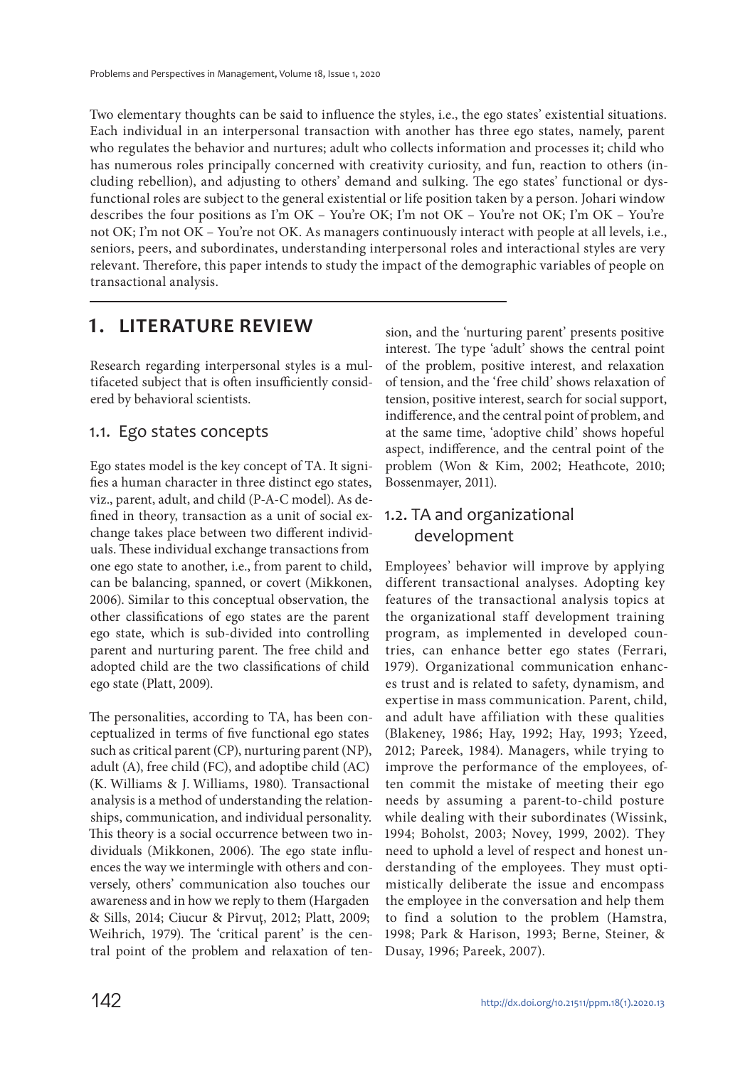Two elementary thoughts can be said to influence the styles, i.e., the ego states' existential situations. Each individual in an interpersonal transaction with another has three ego states, namely, parent who regulates the behavior and nurtures; adult who collects information and processes it; child who has numerous roles principally concerned with creativity curiosity, and fun, reaction to others (including rebellion), and adjusting to others' demand and sulking. The ego states' functional or dysfunctional roles are subject to the general existential or life position taken by a person. Johari window describes the four positions as I'm OK – You're OK; I'm not OK – You're not OK; I'm OK – You're not OK; I'm not OK – You're not OK. As managers continuously interact with people at all levels, i.e., seniors, peers, and subordinates, understanding interpersonal roles and interactional styles are very relevant. Therefore, this paper intends to study the impact of the demographic variables of people on transactional analysis.

## 1. LITERATURE REVIEW

Research regarding interpersonal styles is a multifaceted subject that is often insufficiently considered by behavioral scientists.

### 1.1. Ego states concepts

Ego states model is the key concept of TA. It signifies a human character in three distinct ego states, viz., parent, adult, and child (P-A-C model). As defined in theory, transaction as a unit of social exchange takes place between two different individuals. These individual exchange transactions from one ego state to another, i.e., from parent to child, can be balancing, spanned, or covert (Mikkonen, 2006). Similar to this conceptual observation, the other classifications of ego states are the parent ego state, which is sub-divided into controlling parent and nurturing parent. The free child and adopted child are the two classifications of child ego state (Platt, 2009).

The personalities, according to TA, has been conceptualized in terms of five functional ego states such as critical parent (CP), nurturing parent (NP), adult (A), free child (FC), and adoptibe child (AC) (K. Williams & J. Williams, 1980). Transactional analysis is a method of understanding the relationships, communication, and individual personality. This theory is a social occurrence between two individuals (Mikkonen, 2006). The ego state influences the way we intermingle with others and conversely, others' communication also touches our awareness and in how we reply to them (Hargaden & Sills, 2014; Ciucur & Pîrvuţ, 2012; Platt, 2009; Weihrich, 1979). The 'critical parent' is the central point of the problem and relaxation of tension, and the 'nurturing parent' presents positive interest. The type 'adult' shows the central point of the problem, positive interest, and relaxation of tension, and the 'free child' shows relaxation of tension, positive interest, search for social support, indifference, and the central point of problem, and at the same time, 'adoptive child' shows hopeful aspect, indifference, and the central point of the problem (Won & Kim, 2002; Heathcote, 2010; Bossenmayer, 2011).

### 1.2. TA and organizational development

Employees' behavior will improve by applying different transactional analyses. Adopting key features of the transactional analysis topics at the organizational staff development training program, as implemented in developed countries, can enhance better ego states (Ferrari, 1979). Organizational communication enhances trust and is related to safety, dynamism, and expertise in mass communication. Parent, child, and adult have affiliation with these qualities (Blakeney, 1986; Hay, 1992; Hay, 1993; Yzeed, 2012; Pareek, 1984). Managers, while trying to improve the performance of the employees, often commit the mistake of meeting their ego needs by assuming a parent-to-child posture while dealing with their subordinates (Wissink, 1994; Boholst, 2003; Novey, 1999, 2002). They need to uphold a level of respect and honest understanding of the employees. They must optimistically deliberate the issue and encompass the employee in the conversation and help them to find a solution to the problem (Hamstra, 1998; Park & Harison, 1993; Berne, Steiner, & Dusay, 1996; Pareek, 2007).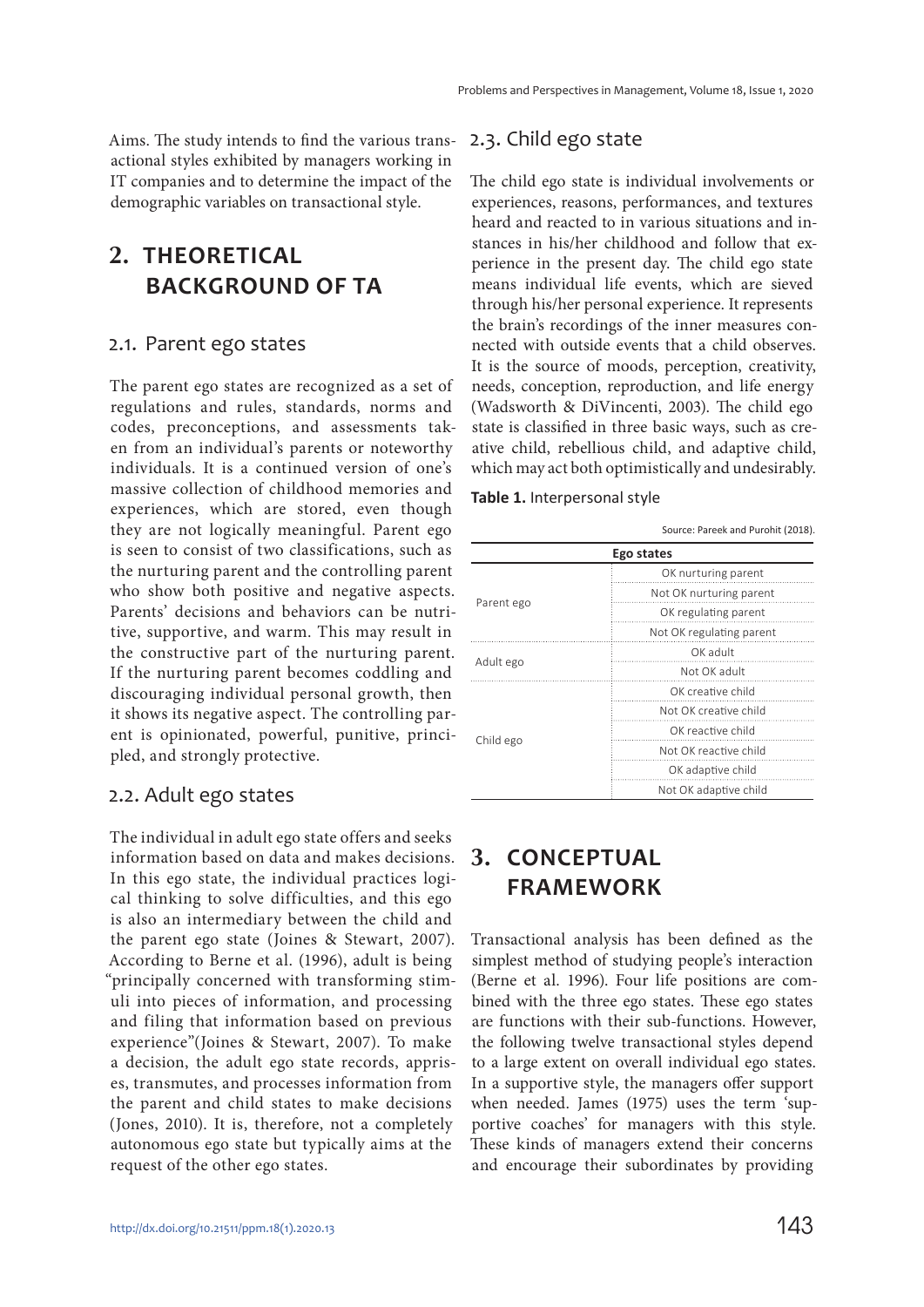Aims. The study intends to find the various transactional styles exhibited by managers working in IT companies and to determine the impact of the demographic variables on transactional style.

## 2. THEORETICAL BACKGROUND OF TA

### 2.1. Parent ego states

The parent ego states are recognized as a set of regulations and rules, standards, norms and codes, preconceptions, and assessments taken from an individual's parents or noteworthy individuals. It is a continued version of one's massive collection of childhood memories and experiences, which are stored, even though they are not logically meaningful. Parent ego is seen to consist of two classifications, such as the nurturing parent and the controlling parent who show both positive and negative aspects. Parents' decisions and behaviors can be nutritive, supportive, and warm. This may result in the constructive part of the nurturing parent. If the nurturing parent becomes coddling and discouraging individual personal growth, then it shows its negative aspect. The controlling parent is opinionated, powerful, punitive, principled, and strongly protective.

### 2.2. Adult ego states

The individual in adult ego state offers and seeks information based on data and makes decisions. In this ego state, the individual practices logical thinking to solve difficulties, and this ego is also an intermediary between the child and the parent ego state (Joines & Stewart, 2007). According to Berne et al. (1996), adult is being "principally concerned with transforming stimuli into pieces of information, and processing and filing that information based on previous experience"(Joines & Stewart, 2007). To make a decision, the adult ego state records, apprises, transmutes, and processes information from the parent and child states to make decisions (Jones, 2010). It is, therefore, not a completely autonomous ego state but typically aims at the request of the other ego states.

### 2.3. Child ego state

The child ego state is individual involvements or experiences, reasons, performances, and textures heard and reacted to in various situations and instances in his/her childhood and follow that experience in the present day. The child ego state means individual life events, which are sieved through his/her personal experience. It represents the brain's recordings of the inner measures connected with outside events that a child observes. It is the source of moods, perception, creativity, needs, conception, reproduction, and life energy (Wadsworth & DiVincenti, 2003). The child ego state is classified in three basic ways, such as creative child, rebellious child, and adaptive child, which may act both optimistically and undesirably.

**Table 1.** Interpersonal style

Source: Pareek and Purohit (2018).

| Ego states | |
|---|---|
| Parent ego | OK nurturing parent |
| | Not OK nurturing parent |
| | OK regulating parent |
| | Not OK regulating parent |
| Adult ego | OK adult |
| | Not OK adult |
| Child ego | OK creative child |
| | Not OK creative child |
| | OK reactive child |
| | Not OK reactive child |
| | OK adaptive child |
| | Not OK adaptive child |

## 3. CONCEPTUAL FRAMEWORK

Transactional analysis has been defined as the simplest method of studying people's interaction (Berne et al. 1996). Four life positions are combined with the three ego states. These ego states are functions with their sub-functions. However, the following twelve transactional styles depend to a large extent on overall individual ego states. In a supportive style, the managers offer support when needed. James (1975) uses the term 'supportive coaches' for managers with this style. These kinds of managers extend their concerns and encourage their subordinates by providing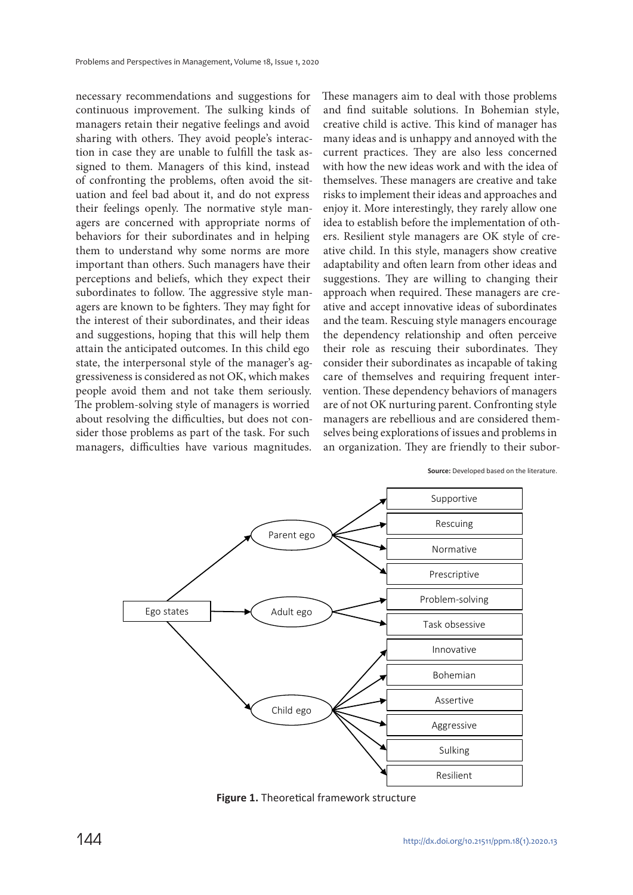necessary recommendations and suggestions for continuous improvement. The sulking kinds of managers retain their negative feelings and avoid sharing with others. They avoid people's interaction in case they are unable to fulfill the task assigned to them. Managers of this kind, instead of confronting the problems, often avoid the situation and feel bad about it, and do not express their feelings openly. The normative style managers are concerned with appropriate norms of behaviors for their subordinates and in helping them to understand why some norms are more important than others. Such managers have their perceptions and beliefs, which they expect their subordinates to follow. The aggressive style managers are known to be fighters. They may fight for the interest of their subordinates, and their ideas and suggestions, hoping that this will help them attain the anticipated outcomes. In this child ego state, the interpersonal style of the manager's aggressiveness is considered as not OK, which makes people avoid them and not take them seriously. The problem-solving style of managers is worried about resolving the difficulties, but does not consider those problems as part of the task. For such managers, difficulties have various magnitudes. These managers aim to deal with those problems and find suitable solutions. In Bohemian style, creative child is active. This kind of manager has many ideas and is unhappy and annoyed with the current practices. They are also less concerned with how the new ideas work and with the idea of themselves. These managers are creative and take risks to implement their ideas and approaches and enjoy it. More interestingly, they rarely allow one idea to establish before the implementation of others. Resilient style managers are OK style of creative child. In this style, managers show creative adaptability and often learn from other ideas and suggestions. They are willing to changing their approach when required. These managers are creative and accept innovative ideas of subordinates and the team. Rescuing style managers encourage the dependency relationship and often perceive their role as rescuing their subordinates. They consider their subordinates as incapable of taking care of themselves and requiring frequent intervention. These dependency behaviors of managers are of not OK nurturing parent. Confronting style managers are rebellious and are considered themselves being explorations of issues and problems in an organization. They are friendly to their subor-

**Source:** Developed based on the literature.

- Ego states
  - Parent ego
    - Supportive
    - Rescuing
    - Normative
    - Prescriptive
  - Adult ego
    - Problem-solving
    - Task obsessive
  - Child ego
    - Innovative
    - Bohemian
    - Assertive
    - Aggressive
    - Sulking
    - Resilient

**Figure 1.** Theoretical framework structure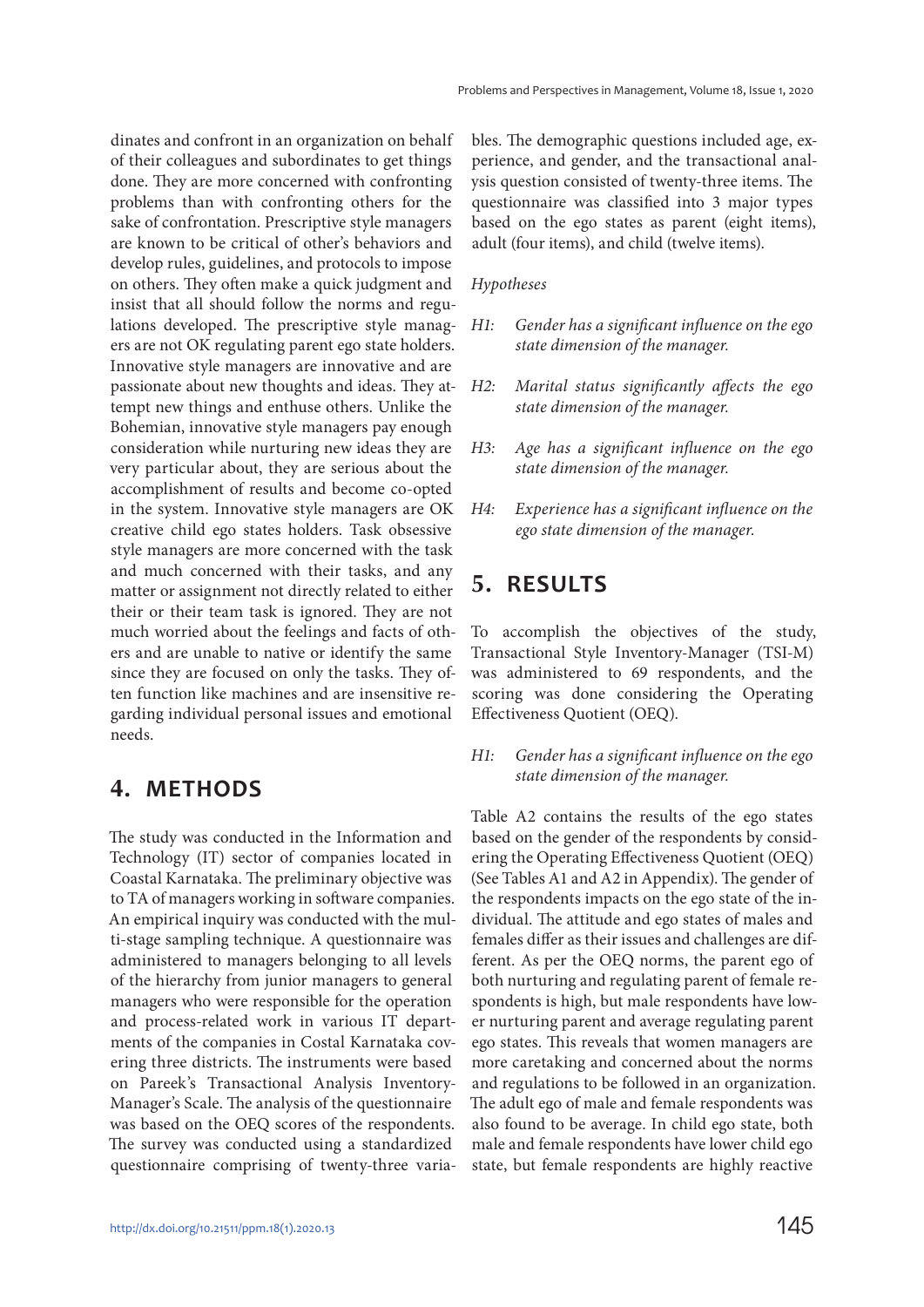dinates and confront in an organization on behalf of their colleagues and subordinates to get things done. They are more concerned with confronting problems than with confronting others for the sake of confrontation. Prescriptive style managers are known to be critical of other's behaviors and develop rules, guidelines, and protocols to impose on others. They often make a quick judgment and insist that all should follow the norms and regulations developed. The prescriptive style managers are not OK regulating parent ego state holders. Innovative style managers are innovative and are passionate about new thoughts and ideas. They attempt new things and enthuse others. Unlike the Bohemian, innovative style managers pay enough consideration while nurturing new ideas they are very particular about, they are serious about the accomplishment of results and become co-opted in the system. Innovative style managers are OK creative child ego states holders. Task obsessive style managers are more concerned with the task and much concerned with their tasks, and any matter or assignment not directly related to either their or their team task is ignored. They are not much worried about the feelings and facts of others and are unable to native or identify the same since they are focused on only the tasks. They often function like machines and are insensitive regarding individual personal issues and emotional needs.

## 4. METHODS

The study was conducted in the Information and Technology (IT) sector of companies located in Coastal Karnataka. The preliminary objective was to TA of managers working in software companies. An empirical inquiry was conducted with the multi-stage sampling technique. A questionnaire was administered to managers belonging to all levels of the hierarchy from junior managers to general managers who were responsible for the operation and process-related work in various IT departments of the companies in Costal Karnataka covering three districts. The instruments were based on Pareek's Transactional Analysis Inventory-Manager's Scale. The analysis of the questionnaire was based on the OEQ scores of the respondents. The survey was conducted using a standardized questionnaire comprising of twenty-three variables. The demographic questions included age, experience, and gender, and the transactional analysis question consisted of twenty-three items. The questionnaire was classified into 3 major types based on the ego states as parent (eight items), adult (four items), and child (twelve items).

*Hypotheses*

*H1: Gender has a significant influence on the ego state dimension of the manager.*

*H2: Marital status significantly affects the ego state dimension of the manager.*

*H3: Age has a significant influence on the ego state dimension of the manager.*

*H4: Experience has a significant influence on the ego state dimension of the manager.*

## 5. RESULTS

To accomplish the objectives of the study, Transactional Style Inventory-Manager (TSI-M) was administered to 69 respondents, and the scoring was done considering the Operating Effectiveness Quotient (OEQ).

*H1: Gender has a significant influence on the ego state dimension of the manager.*

Table A2 contains the results of the ego states based on the gender of the respondents by considering the Operating Effectiveness Quotient (OEQ) (See Tables A1 and A2 in Appendix). The gender of the respondents impacts on the ego state of the individual. The attitude and ego states of males and females differ as their issues and challenges are different. As per the OEQ norms, the parent ego of both nurturing and regulating parent of female respondents is high, but male respondents have lower nurturing parent and average regulating parent ego states. This reveals that women managers are more caretaking and concerned about the norms and regulations to be followed in an organization. The adult ego of male and female respondents was also found to be average. In child ego state, both male and female respondents have lower child ego state, but female respondents are highly reactive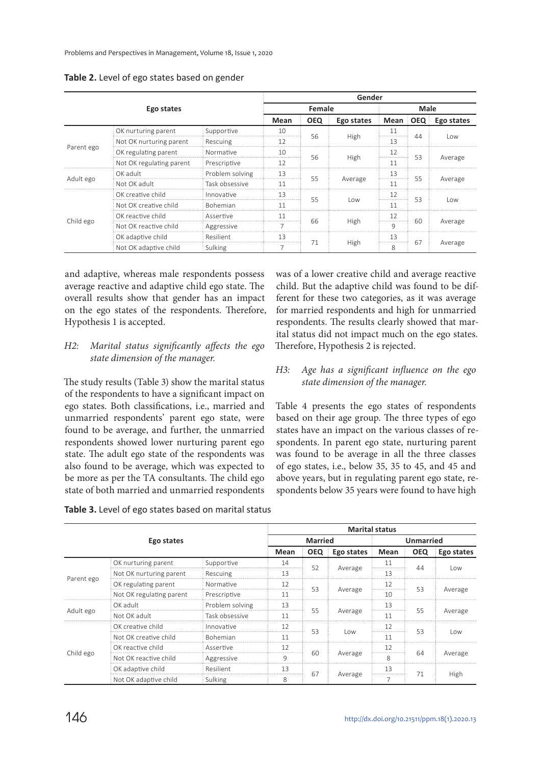**Table 2.** Level of ego states based on gender

| Ego states | | | Gender | | | | | |
|---|---|---|---|---|---|---|---|---|
| | | | Female | | | Male | | |
| | | | Mean | OEQ | Ego states | Mean | OEQ | Ego states |
| Parent ego | OK nurturing parent | Supportive | 10 | 56 | High | 11 | 44 | Low |
| | Not OK nurturing parent | Rescuing | 12 | | | 13 | | |
| | OK regulating parent | Normative | 10 | 56 | High | 12 | 53 | Average |
| | Not OK regulating parent | Prescriptive | 12 | | | 11 | | |
| Adult ego | OK adult | Problem solving | 13 | 55 | Average | 13 | 55 | Average |
| | Not OK adult | Task obsessive | 11 | | | 11 | | |
| Child ego | OK creative child | Innovative | 13 | 55 | Low | 12 | 53 | Low |
| | Not OK creative child | Bohemian | 11 | | | 11 | | |
| | OK reactive child | Assertive | 11 | 66 | High | 12 | 60 | Average |
| | Not OK reactive child | Aggressive | 7 | | | 9 | | |
| | OK adaptive child | Resilient | 13 | 71 | High | 13 | 67 | Average |
| | Not OK adaptive child | Sulking | 7 | | | 8 | | |

and adaptive, whereas male respondents possess average reactive and adaptive child ego state. The overall results show that gender has an impact on the ego states of the respondents. Therefore, Hypothesis 1 is accepted.

*H2: Marital status significantly affects the ego state dimension of the manager.*

The study results (Table 3) show the marital status of the respondents to have a significant impact on ego states. Both classifications, i.e., married and unmarried respondents' parent ego state, were found to be average, and further, the unmarried respondents showed lower nurturing parent ego state. The adult ego state of the respondents was also found to be average, which was expected to be more as per the TA consultants. The child ego state of both married and unmarried respondents was of a lower creative child and average reactive child. But the adaptive child was found to be different for these two categories, as it was average for married respondents and high for unmarried respondents. The results clearly showed that marital status did not impact much on the ego states. Therefore, Hypothesis 2 is rejected.

*H3: Age has a significant influence on the ego state dimension of the manager.*

Table 4 presents the ego states of respondents based on their age group. The three types of ego states have an impact on the various classes of respondents. In parent ego state, nurturing parent was found to be average in all the three classes of ego states, i.e., below 35, 35 to 45, and 45 and above years, but in regulating parent ego state, respondents below 35 years were found to have high

**Table 3.** Level of ego states based on marital status

| Ego states | | | Marital status | | | | | |
|---|---|---|---|---|---|---|---|---|
| | | | Married | | | Unmarried | | |
| | | | Mean | OEQ | Ego states | Mean | OEQ | Ego states |
| Parent ego | OK nurturing parent | Supportive | 14 | 52 | Average | 11 | 44 | Low |
| | Not OK nurturing parent | Rescuing | 13 | | | 13 | | |
| | OK regulating parent | Normative | 12 | 53 | Average | 12 | 53 | Average |
| | Not OK regulating parent | Prescriptive | 11 | | | 10 | | |
| Adult ego | OK adult | Problem solving | 13 | 55 | Average | 13 | 55 | Average |
| | Not OK adult | Task obsessive | 11 | | | 11 | | |
| Child ego | OK creative child | Innovative | 12 | 53 | Low | 12 | 53 | Low |
| | Not OK creative child | Bohemian | 11 | | | 11 | | |
| | OK reactive child | Assertive | 12 | 60 | Average | 12 | 64 | Average |
| | Not OK reactive child | Aggressive | 9 | | | 8 | | |
| | OK adaptive child | Resilient | 13 | 67 | Average | 13 | 71 | High |
| | Not OK adaptive child | Sulking | 8 | | | 7 | | |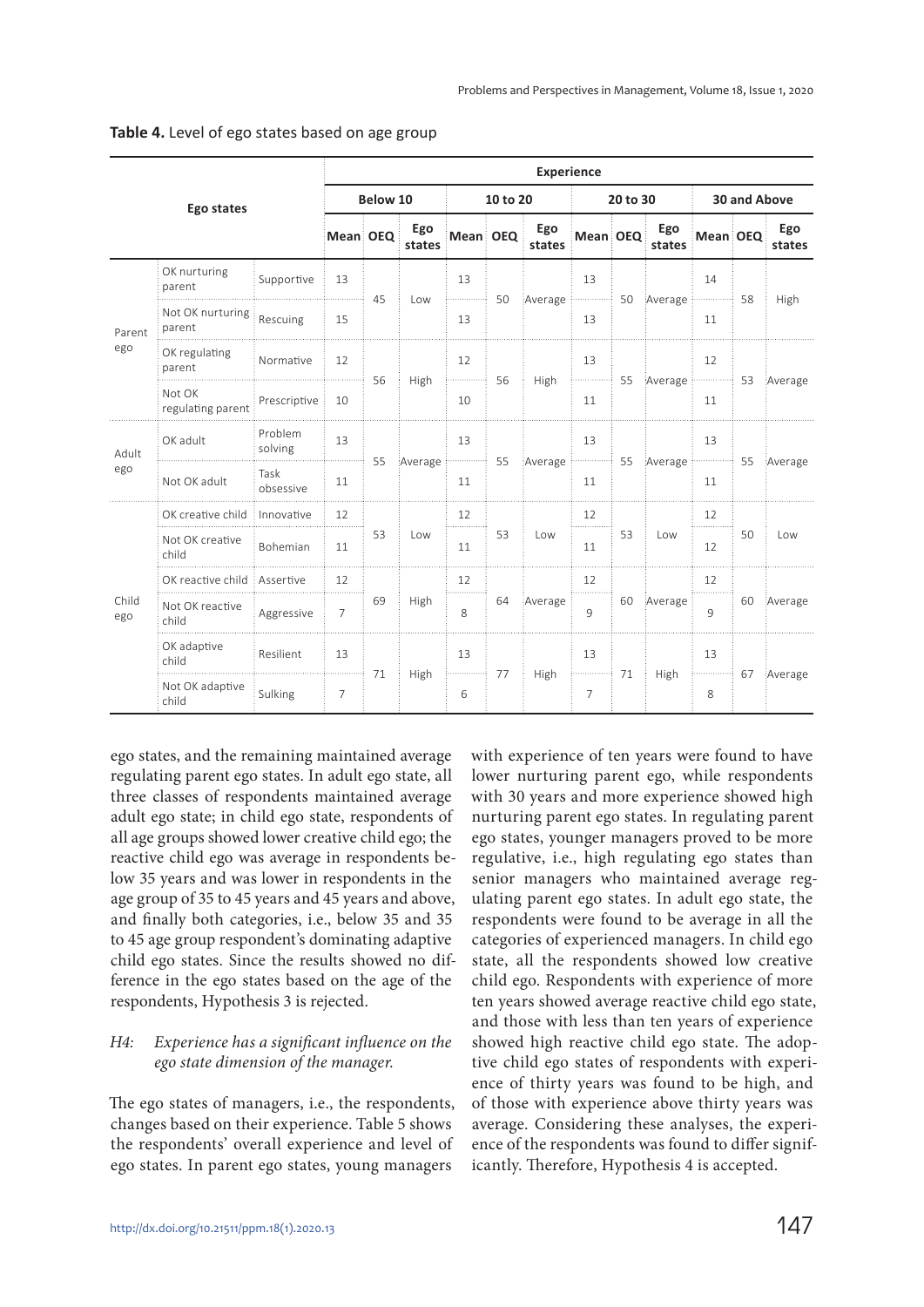**Table 4.** Level of ego states based on age group

| Ego states | | | Experience | | | | | | | | | | | |
|---|---|---|---|---|---|---|---|---|---|---|---|---|---|---|
| | | | Below 10 | | | 10 to 20 | | | 20 to 30 | | | 30 and Above | | |
| | | | Mean | OEQ | Ego states | Mean | OEQ | Ego states | Mean | OEQ | Ego states | Mean | OEQ | Ego states |
| Parent ego | OK nurturing parent | Supportive | 13 | 45 | Low | 13 | 50 | Average | 13 | 50 | Average | 14 | 58 | High |
| | Not OK nurturing parent | Rescuing | 15 | | | 13 | | | 13 | | | 11 | | |
| | OK regulating parent | Normative | 12 | 56 | High | 12 | 56 | High | 13 | 55 | Average | 12 | 53 | Average |
| | Not OK regulating parent | Prescriptive | 10 | | | 10 | | | 11 | | | 11 | | |
| Adult ego | OK adult | Problem solving | 13 | 55 | Average | 13 | 55 | Average | 13 | 55 | Average | 13 | 55 | Average |
| | Not OK adult | Task obsessive | 11 | | | 11 | | | 11 | | | 11 | | |
| Child ego | OK creative child | Innovative | 12 | 53 | Low | 12 | 53 | Low | 12 | 53 | Low | 12 | 50 | Low |
| | Not OK creative child | Bohemian | 11 | | | 11 | | | 11 | | | 12 | | |
| | OK reactive child | Assertive | 12 | 69 | High | 12 | 64 | Average | 12 | 60 | Average | 12 | 60 | Average |
| | Not OK reactive child | Aggressive | 7 | | | 8 | | | 9 | | | 9 | | |
| | OK adaptive child | Resilient | 13 | 71 | High | 13 | 77 | High | 13 | 71 | High | 13 | 67 | Average |
| | Not OK adaptive child | Sulking | 7 | | | 6 | | | 7 | | | 8 | | |

ego states, and the remaining maintained average regulating parent ego states. In adult ego state, all three classes of respondents maintained average adult ego state; in child ego state, respondents of all age groups showed lower creative child ego; the reactive child ego was average in respondents below 35 years and was lower in respondents in the age group of 35 to 45 years and 45 years and above, and finally both categories, i.e., below 35 and 35 to 45 age group respondent's dominating adaptive child ego states. Since the results showed no difference in the ego states based on the age of the respondents, Hypothesis 3 is rejected.

*H4: Experience has a significant influence on the ego state dimension of the manager.*

The ego states of managers, i.e., the respondents, changes based on their experience. Table 5 shows the respondents' overall experience and level of ego states. In parent ego states, young managers with experience of ten years were found to have lower nurturing parent ego, while respondents with 30 years and more experience showed high nurturing parent ego states. In regulating parent ego states, younger managers proved to be more regulative, i.e., high regulating ego states than senior managers who maintained average regulating parent ego states. In adult ego state, the respondents were found to be average in all the categories of experienced managers. In child ego state, all the respondents showed low creative child ego. Respondents with experience of more ten years showed average reactive child ego state, and those with less than ten years of experience showed high reactive child ego state. The adoptive child ego states of respondents with experience of thirty years was found to be high, and of those with experience above thirty years was average. Considering these analyses, the experience of the respondents was found to differ significantly. Therefore, Hypothesis 4 is accepted.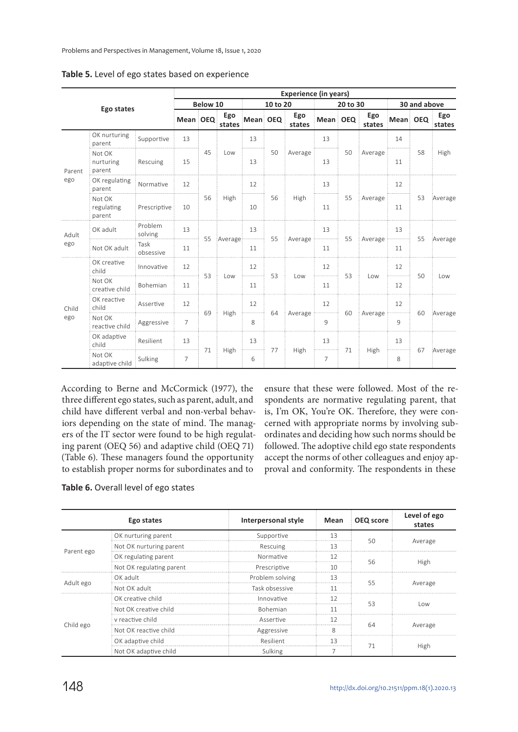**Table 5.** Level of ego states based on experience

| Ego states | | | Experience (in years) | | | | | | | | | | | |
|---|---|---|---|---|---|---|---|---|---|---|---|---|---|---|
| | | | Below 10 | | | 10 to 20 | | | 20 to 30 | | | 30 and above | | |
| | | | Mean | OEQ | Ego states | Mean | OEQ | Ego states | Mean | OEQ | Ego states | Mean | OEQ | Ego states |
| Parent ego | OK nurturing parent | Supportive | 13 | 45 | Low | 13 | 50 | Average | 13 | 50 | Average | 14 | 58 | High |
| | Not OK nurturing parent | Rescuing | 15 | | | 13 | | | 13 | | | 11 | | |
| | OK regulating parent | Normative | 12 | 56 | High | 12 | 56 | High | 13 | 55 | Average | 12 | 53 | Average |
| | Not OK regulating parent | Prescriptive | 10 | | | 10 | | | 11 | | | 11 | | |
| Adult ego | OK adult | Problem solving | 13 | 55 | Average | 13 | 55 | Average | 13 | 55 | Average | 13 | 55 | Average |
| | Not OK adult | Task obsessive | 11 | | | 11 | | | 11 | | | 11 | | |
| Child ego | OK creative child | Innovative | 12 | 53 | Low | 12 | 53 | Low | 12 | 53 | Low | 12 | 50 | Low |
| | Not OK creative child | Bohemian | 11 | | | 11 | | | 11 | | | 12 | | |
| | OK reactive child | Assertive | 12 | 69 | High | 12 | 64 | Average | 12 | 60 | Average | 12 | 60 | Average |
| | Not OK reactive child | Aggressive | 7 | | | 8 | | | 9 | | | 9 | | |
| | OK adaptive child | Resilient | 13 | 71 | High | 13 | 77 | High | 13 | 71 | High | 13 | 67 | Average |
| | Not OK adaptive child | Sulking | 7 | | | 6 | | | 7 | | | 8 | | |

According to Berne and McCormick (1977), the three different ego states, such as parent, adult, and child have different verbal and non-verbal behaviors depending on the state of mind. The managers of the IT sector were found to be high regulating parent (OEQ 56) and adaptive child (OEQ 71) (Table 6). These managers found the opportunity to establish proper norms for subordinates and to ensure that these were followed. Most of the respondents are normative regulating parent, that is, I'm OK, You're OK. Therefore, they were concerned with appropriate norms by involving subordinates and deciding how such norms should be followed. The adoptive child ego state respondents accept the norms of other colleagues and enjoy approval and conformity. The respondents in these

**Table 6.** Overall level of ego states

| Ego states | | Interpersonal style | Mean | OEQ score | Level of ego states |
|---|---|---|---|---|---|
| Parent ego | OK nurturing parent | Supportive | 13 | 50 | Average |
| | Not OK nurturing parent | Rescuing | 13 | | |
| | OK regulating parent | Normative | 12 | 56 | High |
| | Not OK regulating parent | Prescriptive | 10 | | |
| Adult ego | OK adult | Problem solving | 13 | 55 | Average |
| | Not OK adult | Task obsessive | 11 | | |
| Child ego | OK creative child | Innovative | 12 | 53 | Low |
| | Not OK creative child | Bohemian | 11 | | |
| | v reactive child | Assertive | 12 | 64 | Average |
| | Not OK reactive child | Aggressive | 8 | | |
| | OK adaptive child | Resilient | 13 | 71 | High |
| | Not OK adaptive child | Sulking | 7 | | |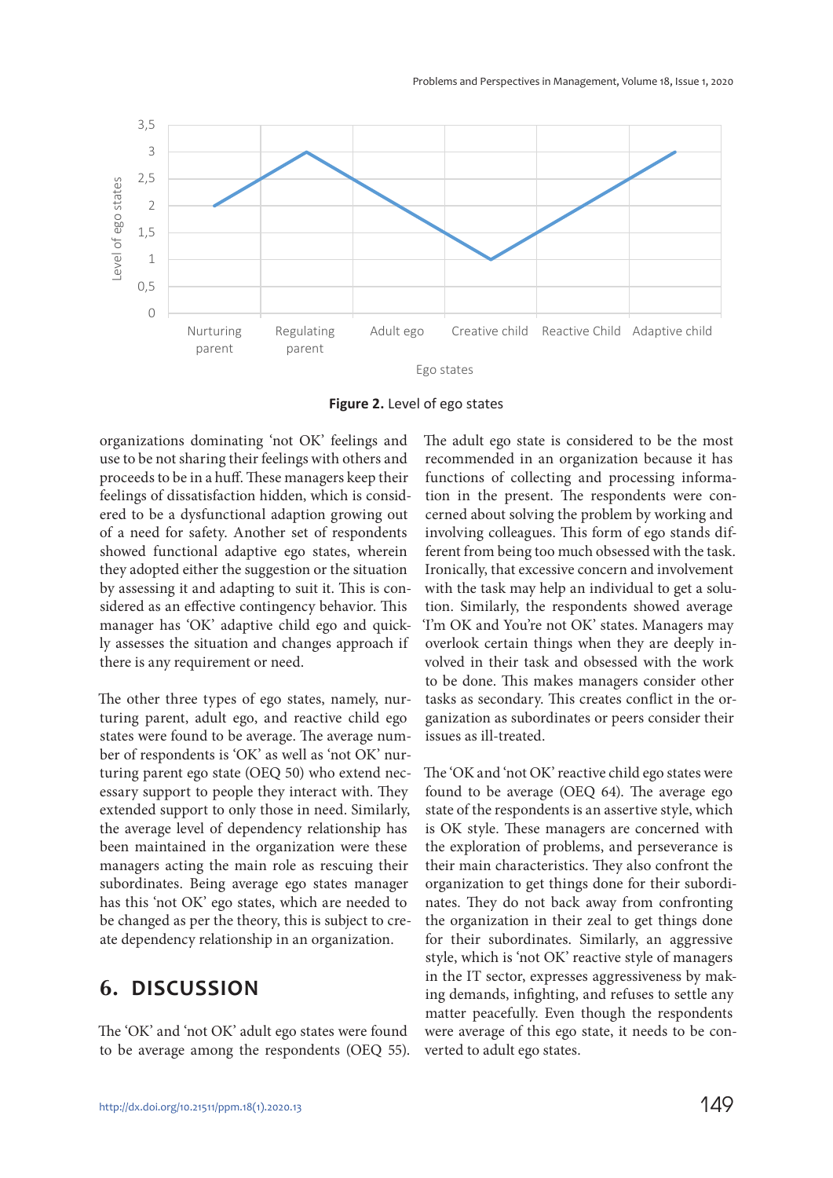**Figure 2.** Level of ego states

organizations dominating 'not OK' feelings and use to be not sharing their feelings with others and proceeds to be in a huff. These managers keep their feelings of dissatisfaction hidden, which is considered to be a dysfunctional adaption growing out of a need for safety. Another set of respondents showed functional adaptive ego states, wherein they adopted either the suggestion or the situation by assessing it and adapting to suit it. This is considered as an effective contingency behavior. This manager has 'OK' adaptive child ego and quickly assesses the situation and changes approach if there is any requirement or need.

The other three types of ego states, namely, nurturing parent, adult ego, and reactive child ego states were found to be average. The average number of respondents is 'OK' as well as 'not OK' nurturing parent ego state (OEQ 50) who extend necessary support to people they interact with. They extended support to only those in need. Similarly, the average level of dependency relationship has been maintained in the organization were these managers acting the main role as rescuing their subordinates. Being average ego states manager has this 'not OK' ego states, which are needed to be changed as per the theory, this is subject to create dependency relationship in an organization.

## 6. DISCUSSION

The 'OK' and 'not OK' adult ego states were found to be average among the respondents (OEQ 55). The adult ego state is considered to be the most recommended in an organization because it has functions of collecting and processing information in the present. The respondents were concerned about solving the problem by working and involving colleagues. This form of ego states stands different from being too much obsessed with the task. Ironically, that excessive concern and involvement with the task may help an individual to get a solution. Similarly, the respondents showed average 'I'm OK and You're not OK' states. Managers may overlook certain things when they are deeply involved in their task and obsessed with the work to be done. This makes managers consider other tasks as secondary. This creates conflict in the organization as subordinates or peers consider their issues as ill-treated.

The 'OK and 'not OK' reactive child ego states were found to be average (OEQ 64). The average ego state of the respondents is an assertive style, which is OK style. These managers are concerned with the exploration of problems, and perseverance is their main characteristics. They also confront the organization to get things done for their subordinates. They do not back away from confronting the organization in their zeal to get things done for their subordinates. Similarly, an aggressive style, which is 'not OK' reactive style of managers in the IT sector, expresses aggressiveness by making demands, infighting, and refuses to settle any matter peacefully. Even though the respondents were average of this ego state, it needs to be converted to adult ego states.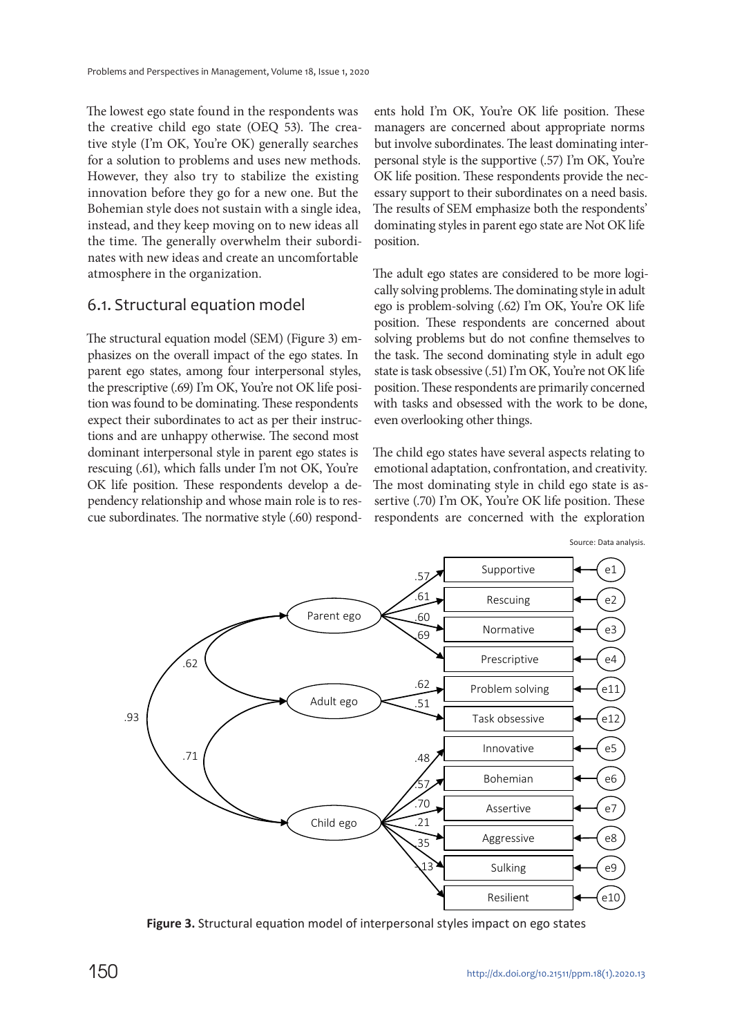The lowest ego state found in the respondents was the creative child ego state (OEQ 53). The creative style (I'm OK, You're OK) generally searches for a solution to problems and uses new methods. However, they also try to stabilize the existing innovation before they go for a new one. But the Bohemian style does not sustain with a single idea, instead, and they keep moving on to new ideas all the time. The generally overwhelm their subordinates with new ideas and create an uncomfortable atmosphere in the organization.

## 6.1. Structural equation model

The structural equation model (SEM) (Figure 3) emphasizes on the overall impact of the ego states. In parent ego states, among four interpersonal styles, the prescriptive (.69) I'm OK, You're not OK life position was found to be dominating. These respondents expect their subordinates to act as per their instructions and are unhappy otherwise. The second most dominant interpersonal style in parent ego states is rescuing (.61), which falls under I'm not OK, You're OK life position. These respondents develop a dependency relationship and whose main role is to rescue subordinates. The normative style (.60) respondents hold I'm OK, You're OK life position. These managers are concerned about appropriate norms but involve subordinates. The least dominating interpersonal style is the supportive (.57) I'm OK, You're OK life position. These respondents provide the necessary support to their subordinates on a need basis. The results of SEM emphasize both the respondents' dominating styles in parent ego state are Not OK life position.

The adult ego states are considered to be more logically solving problems. The dominating style in adult ego is problem-solving (.62) I'm OK, You're OK life position. These respondents are concerned about solving problems but do not confine themselves to the task. The second dominating style in adult ego state is task obsessive (.51) I'm OK, You're not OK life position. These respondents are primarily concerned with tasks and obsessed with the work to be done, even overlooking other things.

The child ego states have several aspects relating to emotional adaptation, confrontation, and creativity. The most dominating style in child ego state is assertive (.70) I'm OK, You're OK life position. These respondents are concerned with the exploration

Source: Data analysis.

**Figure 3.** Structural equation model of interpersonal styles impact on ego states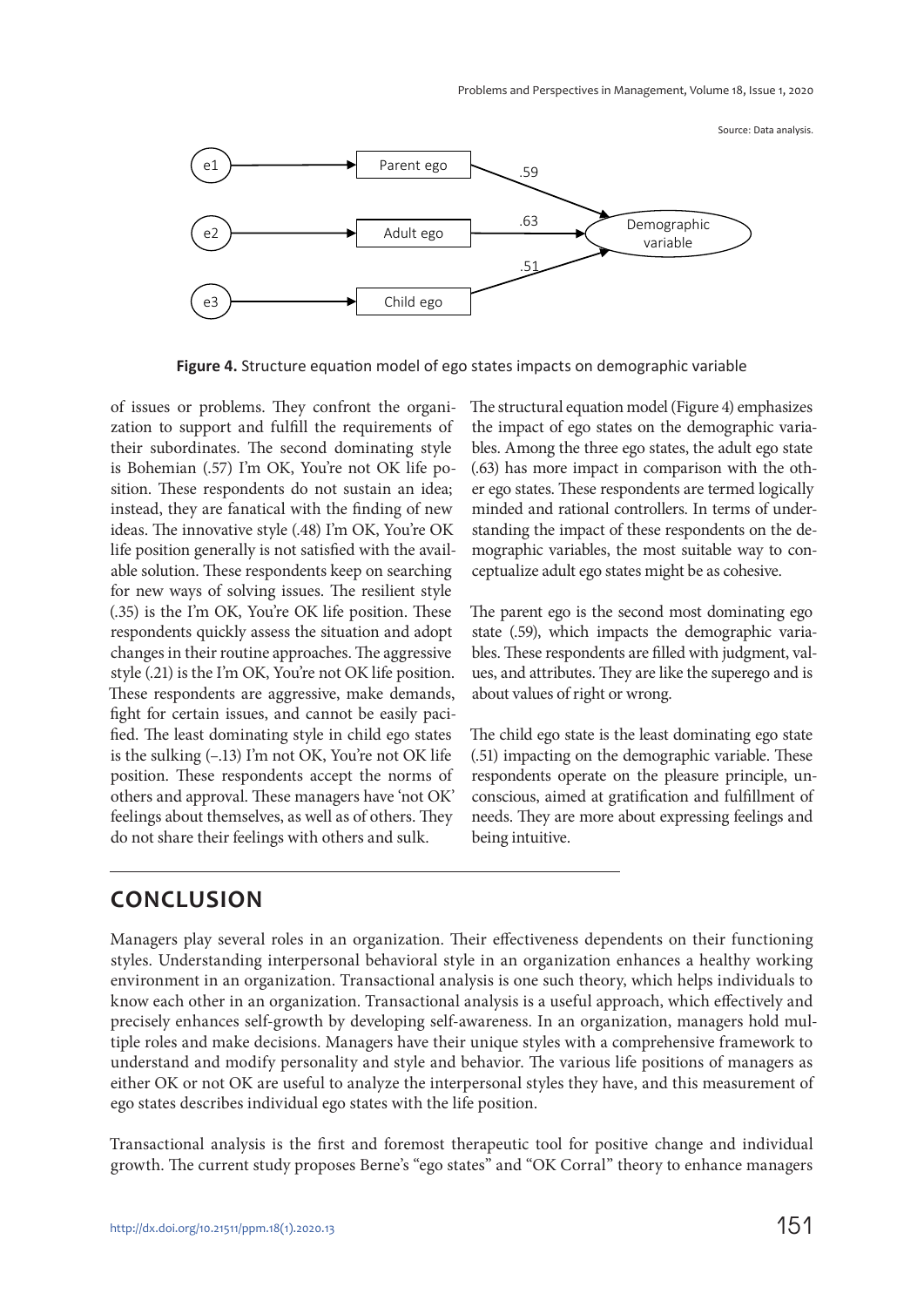Source: Data analysis.

Figure 4. Structure equation model of ego states impacts on demographic variable

of issues or problems. They confront the organization to support and fulfill the requirements of their subordinates. The second dominating style is Bohemian (.57) I'm OK, You're not OK life position. These respondents do not sustain an idea; instead, they are fanatical with the finding of new ideas. The innovative style (.48) I'm OK, You're OK life position generally is not satisfied with the available solution. These respondents keep on searching for new ways of solving issues. The resilient style (.35) is the I'm OK, You're OK life position. These respondents quickly assess the situation and adopt changes in their routine approaches. The aggressive style (.21) is the I'm OK, You're not OK life position. These respondents are aggressive, make demands, fight for certain issues, and cannot be easily pacified. The least dominating style in child ego states is the sulking (–.13) I'm not OK, You're not OK life position. These respondents accept the norms of others and approval. These managers have 'not OK' feelings about themselves, as well as of others. They do not share their feelings with others and sulk.

The structural equation model (Figure 4) emphasizes the impact of ego states on the demographic variables. Among the three ego states, the adult ego state (.63) has more impact in comparison with the other ego states. These respondents are termed logically minded and rational controllers. In terms of understanding the impact of these respondents on the demographic variables, the most suitable way to conceptualize adult ego states might be as cohesive.

The parent ego is the second most dominating ego state (.59), which impacts the demographic variables. These respondents are filled with judgment, values, and attributes. They are like the superego and is about values of right or wrong.

The child ego state is the least dominating ego state (.51) impacting on the demographic variable. These respondents operate on the pleasure principle, unconscious, aimed at gratification and fulfillment of needs. They are more about expressing feelings and being intuitive.

## CONCLUSION

Managers play several roles in an organization. Their effectiveness dependents on their functioning styles. Understanding interpersonal behavioral style in an organization enhances a healthy working environment in an organization. Transactional analysis is one such theory, which helps individuals to know each other in an organization. Transactional analysis is a useful approach, which effectively and precisely enhances self-growth by developing self-awareness. In an organization, managers hold multiple roles and make decisions. Managers have their unique styles with a comprehensive framework to understand and modify personality and style and behavior. The various life positions of managers as either OK or not OK are useful to analyze the interpersonal styles they have, and this measurement of ego states describes individual ego states with the life position.

Transactional analysis is the first and foremost therapeutic tool for positive change and individual growth. The current study proposes Berne's "ego states" and "OK Corral" theory to enhance managers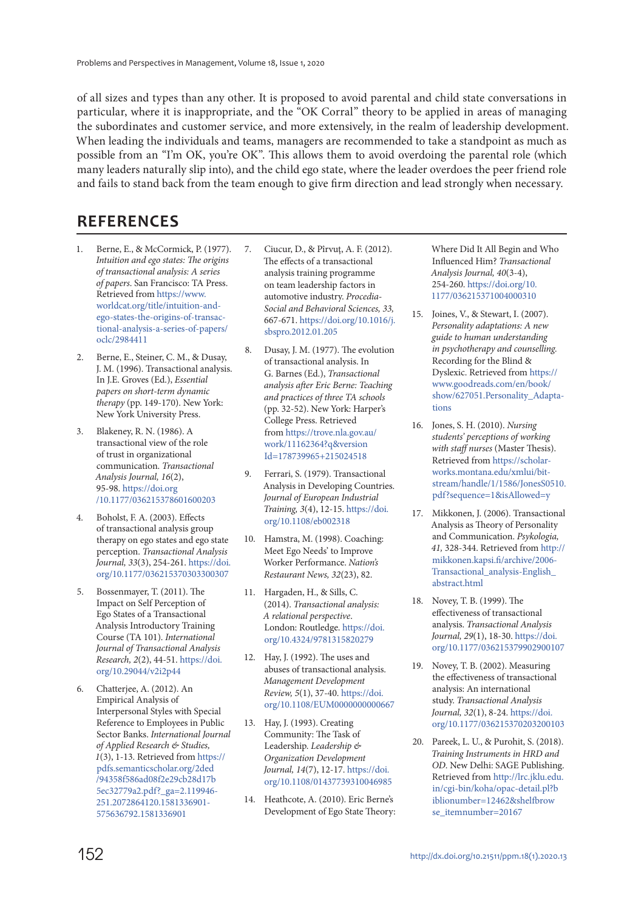of all sizes and types than any other. It is proposed to avoid parental and child state conversations in particular, where it is inappropriate, and the "OK Corral" theory to be applied in areas of managing the subordinates and customer service, and more extensively, in the realm of leadership development. When leading the individuals and teams, managers are recommended to take a standpoint as much as possible from an "I'm OK, you're OK". This allows them to avoid overdoing the parental role (which many leaders naturally slip into), and the child ego state, where the leader overdoes the peer friend role and fails to stand back from the team enough to give firm direction and lead strongly when necessary.

## REFERENCES

1. Berne, E., & McCormick, P. (1977). *Intuition and ego states: The origins of transactional analysis: A series of papers*. San Francisco: TA Press. Retrieved from https://www.worldcat.org/title/intuition-and-ego-states-the-origins-of-transactional-analysis-a-series-of-papers/oclc/2984411
2. Berne, E., Steiner, C. M., & Dusay, J. M. (1996). Transactional analysis. In J.E. Groves (Ed.), *Essential papers on short-term dynamic therapy* (pp. 149-170). New York: New York University Press.
3. Blakeney, R. N. (1986). A transactional view of the role of trust in organizational communication. *Transactional Analysis Journal, 16*(2), 95-98. https://doi.org/10.1177/036215378601600203
4. Boholst, F. A. (2003). Effects of transactional analysis group therapy on ego states and ego state perception. *Transactional Analysis Journal, 33*(3), 254-261. https://doi.org/10.1177/036215370303300307
5. Bossenmayer, T. (2011). The Impact on Self Perception of Ego States of a Transactional Analysis Introductory Training Course (TA 101). *International Journal of Transactional Analysis Research, 2*(2), 44-51. https://doi.org/10.29044/v2i2p44
6. Chatterjee, A. (2012). An Empirical Analysis of Interpersonal Styles with Special Reference to Employees in Public Sector Banks. *International Journal of Applied Research & Studies, 1*(3), 1-13. Retrieved from https://pdfs.semanticscholar.org/2ded/94358f586ad08f2e29cb28d17b5ec32779a2.pdf?_ga=2.119946-251.2072864120.1581336901-575636792.1581336901
7. Ciucur, D., & Pîrvuţ, A. F. (2012). The effects of a transactional analysis training programme on team leadership factors in automotive industry. *Procedia-Social and Behavioral Sciences, 33*, 667-671. https://doi.org/10.1016/j.sbspro.2012.01.205
8. Dusay, J. M. (1977). The evolution of transactional analysis. In G. Barnes (Ed.), *Transactional analysis after Eric Berne: Teaching and practices of three TA schools* (pp. 32-52). New York: Harper's College Press. Retrieved from https://trove.nla.gov.au/work/11162364?q&versionId=178739965+215024518
9. Ferrari, S. (1979). Transactional Analysis in Developing Countries. *Journal of European Industrial Training, 3*(4), 12-15. https://doi.org/10.1108/eb002318
10. Hamstra, M. (1998). Coaching: Meet Ego Needs' to Improve Worker Performance. *Nation's Restaurant News, 32*(23), 82.
11. Hargaden, H., & Sills, C. (2014). *Transactional analysis: A relational perspective*. London: Routledge. https://doi.org/10.4324/9781315820279
12. Hay, J. (1992). The uses and abuses of transactional analysis. *Management Development Review, 5*(1), 37-40. https://doi.org/10.1108/EUM0000000000667
13. Hay, J. (1993). Creating Community: The Task of Leadership. *Leadership & Organization Development Journal, 14*(7), 12-17. https://doi.org/10.1108/01437739310046985
14. Heathcote, A. (2010). Eric Berne's Development of Ego State Theory: Where Did It All Begin and Who Influenced Him? *Transactional Analysis Journal, 40*(3-4), 254-260. https://doi.org/10.1177/036215371004000310
15. Joines, V., & Stewart, I. (2007). *Personality adaptations: A new guide to human understanding in psychotherapy and counselling.* Recording for the Blind & Dyslexic. Retrieved from https://www.goodreads.com/en/book/show/627051.Personality_Adaptations
16. Jones, S. H. (2010). *Nursing students' perceptions of working with staff nurses* (Master Thesis). Retrieved from https://scholarworks.montana.edu/xmlui/bitstream/handle/1/1586/JonesS0510.pdf?sequence=1&isAllowed=y
17. Mikkonen, J. (2006). Transactional Analysis as Theory of Personality and Communication. *Psykologia, 41*, 328-344. Retrieved from http://mikkonen.kapsi.fi/archive/2006-Transactional_analysis-English_abstract.html
18. Novey, T. B. (1999). The effectiveness of transactional analysis. *Transactional Analysis Journal, 29*(1), 18-30. https://doi.org/10.1177/036215379902900107
19. Novey, T. B. (2002). Measuring the effectiveness of transactional analysis: An international study. *Transactional Analysis Journal, 32*(1), 8-24. https://doi.org/10.1177/036215370203200103
20. Pareek, L. U., & Purohit, S. (2018). *Training Instruments in HRD and OD*. New Delhi: SAGE Publishing. Retrieved from http://lrc.jklu.edu.in/cgi-bin/koha/opac-detail.pl?biblionumber=12462&shelfbrowse_itemnumber=20167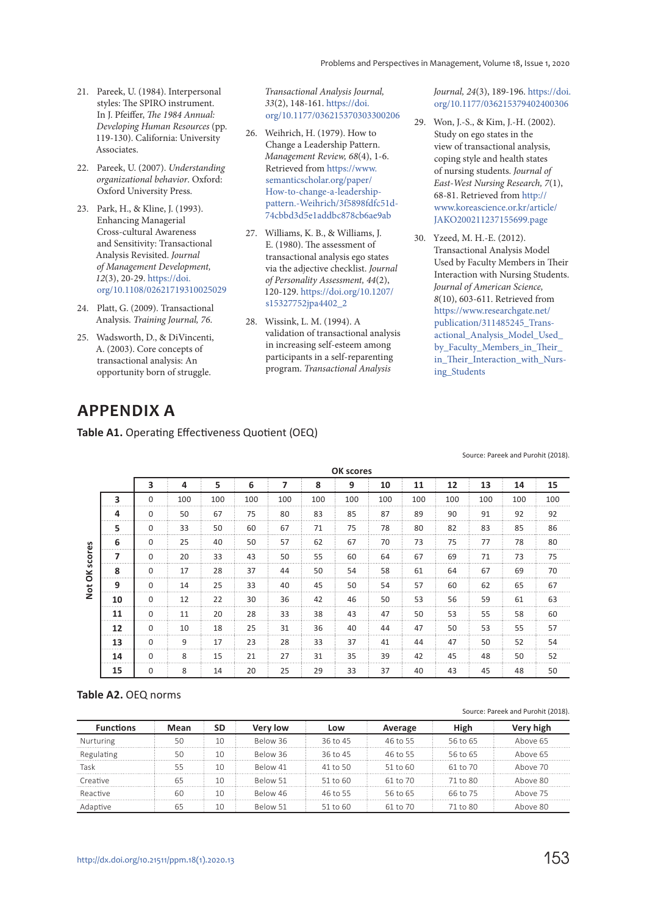21. Pareek, U. (1984). Interpersonal styles: The SPIRO instrument. In J. Pfeiffer, *The 1984 Annual: Developing Human Resources* (pp. 119-130). California: University Associates.

22. Pareek, U. (2007). *Understanding organizational behavior*. Oxford: Oxford University Press.

23. Park, H., & Kline, J. (1993). Enhancing Managerial Cross-cultural Awareness and Sensitivity: Transactional Analysis Revisited. *Journal of Management Development, 12*(3), 20-29. https://doi.org/10.1108/02621719310025029

24. Platt, G. (2009). Transactional Analysis. *Training Journal, 76*.

25. Wadsworth, D., & DiVincenti, A. (2003). Core concepts of transactional analysis: An opportunity born of struggle. *Transactional Analysis Journal, 33*(2), 148-161. https://doi.org/10.1177/036215370303300206

26. Weihrich, H. (1979). How to Change a Leadership Pattern. *Management Review, 68*(4), 1-6. Retrieved from https://www.semanticscholar.org/paper/How-to-change-a-leadership-pattern.-Weihrich/3f5898fdfc51d74cbbd3d5e1addbc878cb6ae9ab

27. Williams, K. B., & Williams, J. E. (1980). The assessment of transactional analysis ego states via the adjective checklist. *Journal of Personality Assessment, 44*(2), 120-129. https://doi.org/10.1207/s15327752jpa4402_2

28. Wissink, L. M. (1994). A validation of transactional analysis in increasing self-esteem among participants in a self-reparenting program. *Transactional Analysis Journal, 24*(3), 189-196. https://doi.org/10.1177/036215379402400306

29. Won, J.-S., & Kim, J.-H. (2002). Study on ego states in the view of transactional analysis, coping style and health states of nursing students. *Journal of East-West Nursing Research, 7*(1), 68-81. Retrieved from http://www.koreascience.or.kr/article/JAKO200211237155699.page

30. Yzeed, M. H.-E. (2012). Transactional Analysis Model Used by Faculty Members in Their Interaction with Nursing Students. *Journal of American Science, 8*(10), 603-611. Retrieved from https://www.researchgate.net/publication/311485245_Transactional_Analysis_Model_Used_by_Faculty_Members_in_Their_in_Their_Interaction_with_Nursing_Students

# APPENDIX A

**Table A1.** Operating Effectiveness Quotient (OEQ)

Source: Pareek and Purohit (2018).

| | | OK scores | | | | | | | | | | | | |
|---|---|---|---|---|---|---|---|---|---|---|---|---|---|---|
| | | **3** | **4** | **5** | **6** | **7** | **8** | **9** | **10** | **11** | **12** | **13** | **14** | **15** |
| Not OK scores | **3** | 0 | 100 | 100 | 100 | 100 | 100 | 100 | 100 | 100 | 100 | 100 | 100 | 100 |
| | **4** | 0 | 50 | 67 | 75 | 80 | 83 | 85 | 87 | 89 | 90 | 91 | 92 | 92 |
| | **5** | 0 | 33 | 50 | 60 | 67 | 71 | 75 | 78 | 80 | 82 | 83 | 85 | 86 |
| | **6** | 0 | 25 | 40 | 50 | 57 | 62 | 67 | 70 | 73 | 75 | 77 | 78 | 80 |
| | **7** | 0 | 20 | 33 | 43 | 50 | 55 | 60 | 64 | 67 | 69 | 71 | 73 | 75 |
| | **8** | 0 | 17 | 28 | 37 | 44 | 50 | 54 | 58 | 61 | 64 | 67 | 69 | 70 |
| | **9** | 0 | 14 | 25 | 33 | 40 | 45 | 50 | 54 | 57 | 60 | 62 | 65 | 67 |
| | **10** | 0 | 12 | 22 | 30 | 36 | 42 | 46 | 50 | 53 | 56 | 59 | 61 | 63 |
| | **11** | 0 | 11 | 20 | 28 | 33 | 38 | 43 | 47 | 50 | 53 | 55 | 58 | 60 |
| | **12** | 0 | 10 | 18 | 25 | 31 | 36 | 40 | 44 | 47 | 50 | 53 | 55 | 57 |
| | **13** | 0 | 9 | 17 | 23 | 28 | 33 | 37 | 41 | 44 | 47 | 50 | 52 | 54 |
| | **14** | 0 | 8 | 15 | 21 | 27 | 31 | 35 | 39 | 42 | 45 | 48 | 50 | 52 |
| | **15** | 0 | 8 | 14 | 20 | 25 | 29 | 33 | 37 | 40 | 43 | 45 | 48 | 50 |

**Table A2.** OEQ norms

Source: Pareek and Purohit (2018).

| Functions | Mean | SD | Very low | Low | Average | High | Very high |
|---|---|---|---|---|---|---|---|
| Nurturing | 50 | 10 | Below 36 | 36 to 45 | 46 to 55 | 56 to 65 | Above 65 |
| Regulating | 50 | 10 | Below 36 | 36 to 45 | 46 to 55 | 56 to 65 | Above 65 |
| Task | 55 | 10 | Below 41 | 41 to 50 | 51 to 60 | 61 to 70 | Above 70 |
| Creative | 65 | 10 | Below 51 | 51 to 60 | 61 to 70 | 71 to 80 | Above 80 |
| Reactive | 60 | 10 | Below 46 | 46 to 55 | 56 to 65 | 66 to 75 | Above 75 |
| Adaptive | 65 | 10 | Below 51 | 51 to 60 | 61 to 70 | 71 to 80 | Above 80 |